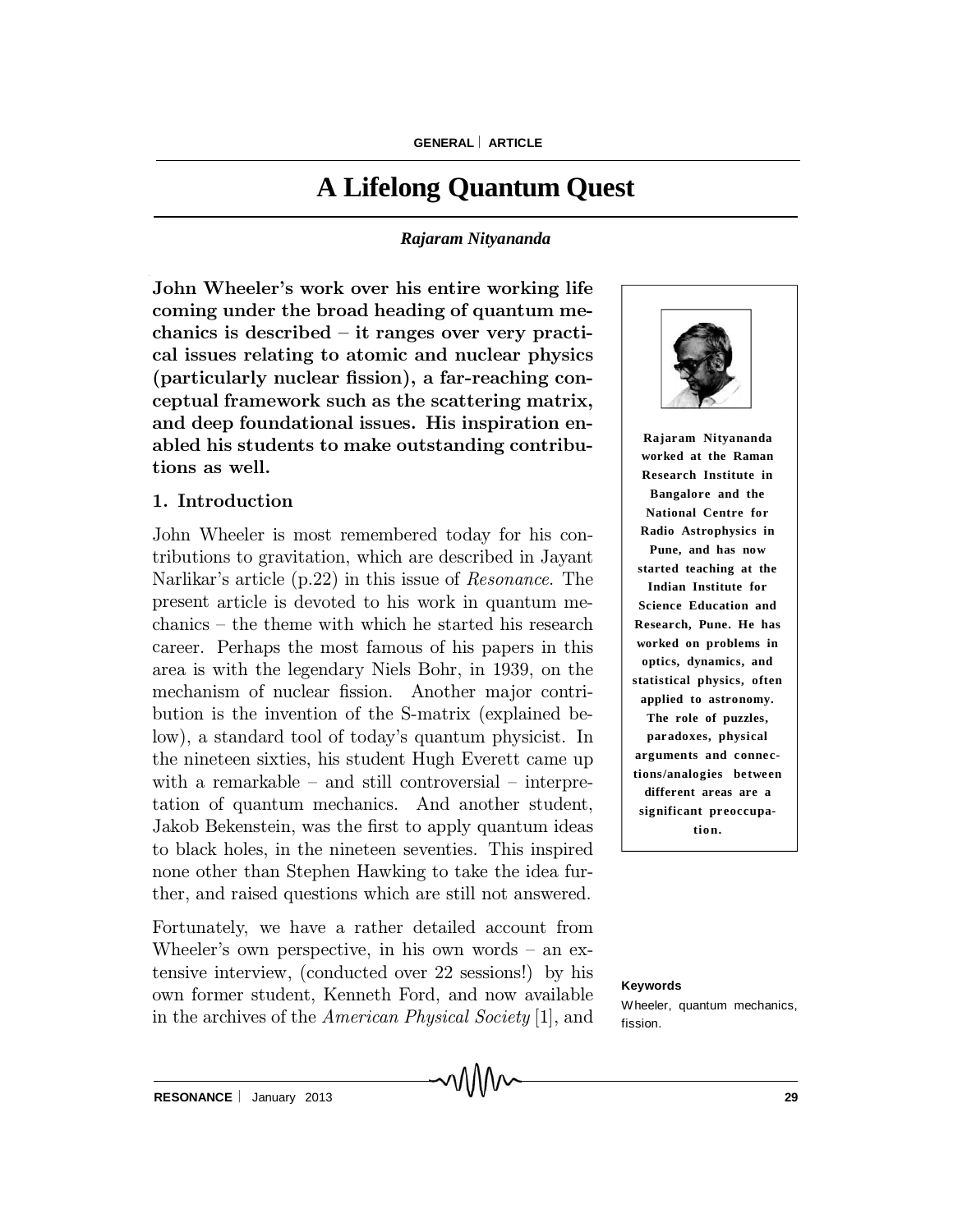# A Lifelong Quantum Quest

*Rajaram Nityananda*

**John Wheeler's work over his entire working life coming under the broad heading of quantum mechanics is described – it ranges over very practical issues relating to atomic and nuclear physics (particularly nuclear fission), a far-reaching conceptual framework such as the scattering matrix, and deep foundational issues. His inspiration enabled his students to make outstanding contributions as well.**

Rajaram Nityananda worked at the Raman Research Institute in Bangalore and the National Centre for Radio Astrophysics in Pune, and has now started teaching at the Indian Institute for Science Education and Research, Pune. He has worked on problems in optics, dynamics, and statistical physics, often applied to astronomy. The role of puzzles, paradoxes, physical arguments and connections/analogies between different areas are a significant preoccupation.

## 1. Introduction

John Wheeler is most remembered today for his contributions to gravitation, which are described in Jayant Narlikar's article (p.22) in this issue of *Resonance*. The present article is devoted to his work in quantum mechanics – the theme with which he started his research career. Perhaps the most famous of his papers in this area is with the legendary Niels Bohr, in 1939, on the mechanism of nuclear fission. Another major contribution is the invention of the S-matrix (explained below), a standard tool of today's quantum physicist. In the nineteen sixties, his student Hugh Everett came up with a remarkable – and still controversial – interpretation of quantum mechanics. And another student, Jakob Bekenstein, was the first to apply quantum ideas to black holes, in the nineteen seventies. This inspired none other than Stephen Hawking to take the idea further, and raised questions which are still not answered.

Fortunately, we have a rather detailed account from Wheeler's own perspective, in his own words – an extensive interview, (conducted over 22 sessions!) by his own former student, Kenneth Ford, and now available in the archives of the *American Physical Society* [1], and

**Keywords**

Wheeler, quantum mechanics, fission.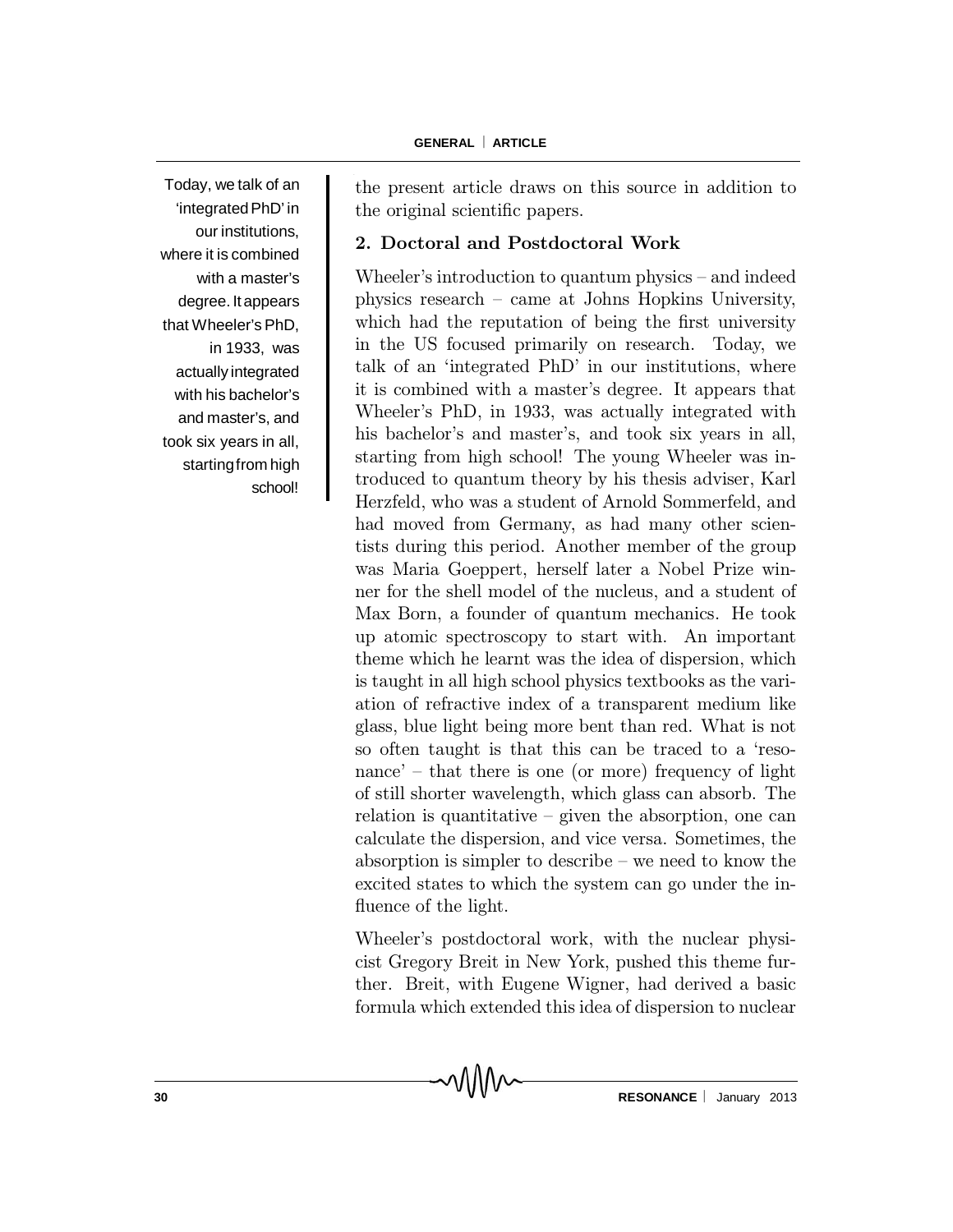Today, we talk of an 'integrated PhD' in our institutions, where it is combined with a master's degree. It appears that Wheeler's PhD, in 1933, was actually integrated with his bachelor's and master's, and took six years in all, starting from high school!

the present article draws on this source in addition to the original scientific papers.

## 2. Doctoral and Postdoctoral Work

Wheeler's introduction to quantum physics – and indeed physics research – came at Johns Hopkins University, which had the reputation of being the first university in the US focused primarily on research. Today, we talk of an 'integrated PhD' in our institutions, where it is combined with a master's degree. It appears that Wheeler's PhD, in 1933, was actually integrated with his bachelor's and master's, and took six years in all, starting from high school! The young Wheeler was introduced to quantum theory by his thesis adviser, Karl Herzfeld, who was a student of Arnold Sommerfeld, and had moved from Germany, as had many other scientists during this period. Another member of the group was Maria Goeppert, herself later a Nobel Prize winner for the shell model of the nucleus, and a student of Max Born, a founder of quantum mechanics. He took up atomic spectroscopy to start with. An important theme which he learnt was the idea of dispersion, which is taught in all high school physics textbooks as the variation of refractive index of a transparent medium like glass, blue light being more bent than red. What is not so often taught is that this can be traced to a 'resonance' – that there is one (or more) frequency of light of still shorter wavelength, which glass can absorb. The relation is quantitative – given the absorption, one can calculate the dispersion, and vice versa. Sometimes, the absorption is simpler to describe – we need to know the excited states to which the system can go under the influence of the light.

Wheeler's postdoctoral work, with the nuclear physicist Gregory Breit in New York, pushed this theme further. Breit, with Eugene Wigner, had derived a basic formula which extended this idea of dispersion to nuclear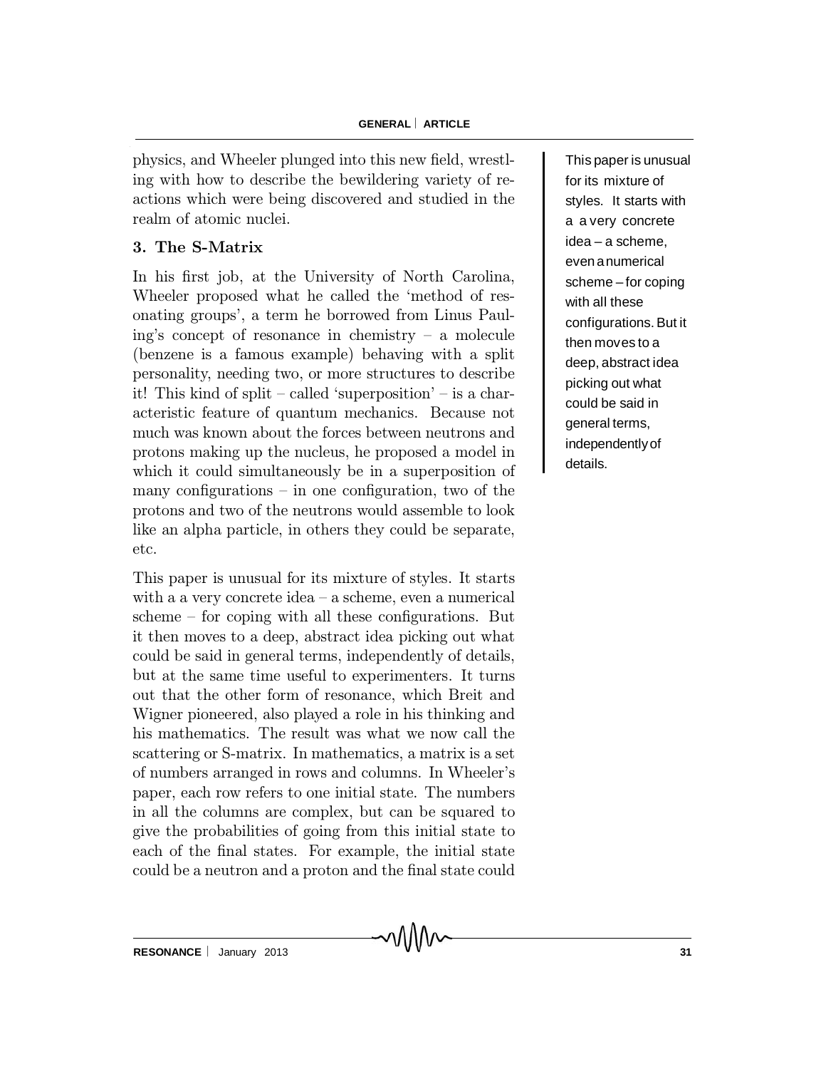physics, and Wheeler plunged into this new field, wrestling with how to describe the bewildering variety of reactions which were being discovered and studied in the realm of atomic nuclei.

### 3. The S-Matrix

In his first job, at the University of North Carolina, Wheeler proposed what he called the 'method of resonating groups', a term he borrowed from Linus Pauling's concept of resonance in chemistry – a molecule (benzene is a famous example) behaving with a split personality, needing two, or more structures to describe it! This kind of split – called 'superposition' – is a characteristic feature of quantum mechanics. Because not much was known about the forces between neutrons and protons making up the nucleus, he proposed a model in which it could simultaneously be in a superposition of many configurations – in one configuration, two of the protons and two of the neutrons would assemble to look like an alpha particle, in others they could be separate, etc.

This paper is unusual for its mixture of styles. It starts with a a very concrete idea – a scheme, even a numerical scheme – for coping with all these configurations. But it then moves to a deep, abstract idea picking out what could be said in general terms, independently of details, but at the same time useful to experimenters. It turns out that the other form of resonance, which Breit and Wigner pioneered, also played a role in his thinking and his mathematics. The result was what we now call the scattering or S-matrix. In mathematics, a matrix is a set of numbers arranged in rows and columns. In Wheeler's paper, each row refers to one initial state. The numbers in all the columns are complex, but can be squared to give the probabilities of going from this initial state to each of the final states. For example, the initial state could be a neutron and a proton and the final state could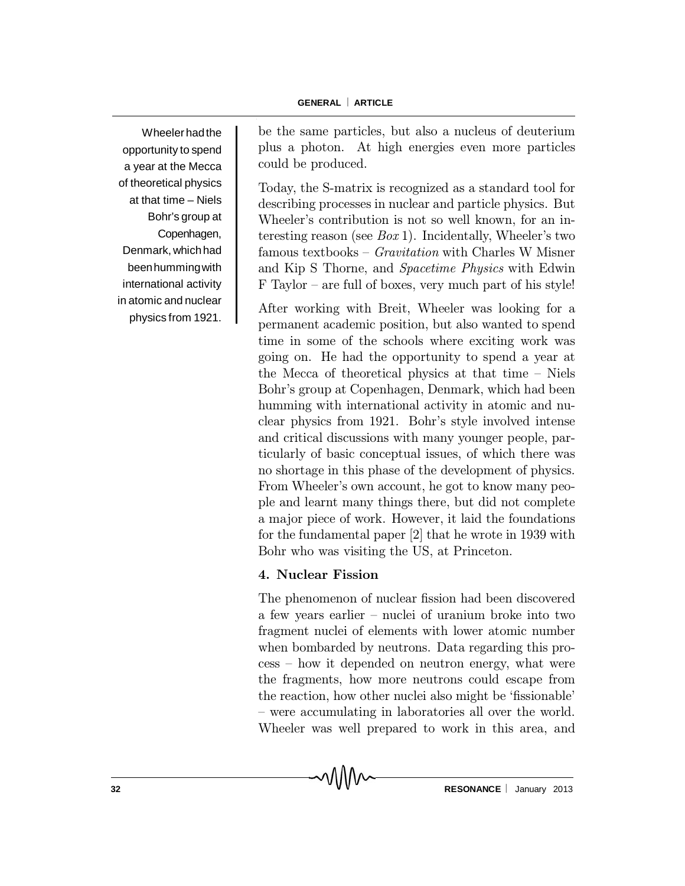be the same particles, but also a nucleus of deuterium plus a photon. At high energies even more particles could be produced.

Wheeler had the opportunity to spend a year at the Mecca of theoretical physics at that time – Niels Bohr's group at Copenhagen, Denmark, which had been humming with international activity in atomic and nuclear physics from 1921.

Today, the S-matrix is recognized as a standard tool for describing processes in nuclear and particle physics. But Wheeler's contribution is not so well known, for an interesting reason (see *Box* 1). Incidentally, Wheeler's two famous textbooks – *Gravitation* with Charles W Misner and Kip S Thorne, and *Spacetime Physics* with Edwin F Taylor – are full of boxes, very much part of his style!

After working with Breit, Wheeler was looking for a permanent academic position, but also wanted to spend time in some of the schools where exciting work was going on. He had the opportunity to spend a year at the Mecca of theoretical physics at that time – Niels Bohr's group at Copenhagen, Denmark, which had been humming with international activity in atomic and nuclear physics from 1921. Bohr's style involved intense and critical discussions with many younger people, particularly of basic conceptual issues, of which there was no shortage in this phase of the development of physics. From Wheeler's own account, he got to know many people and learnt many things there, but did not complete a major piece of work. However, it laid the foundations for the fundamental paper [2] that he wrote in 1939 with Bohr who was visiting the US, at Princeton.

### 4. Nuclear Fission

The phenomenon of nuclear fission had been discovered a few years earlier – nuclei of uranium broke into two fragment nuclei of elements with lower atomic number when bombarded by neutrons. Data regarding this process – how it depended on neutron energy, what were the fragments, how more neutrons could escape from the reaction, how other nuclei also might be 'fissionable' – were accumulating in laboratories all over the world. Wheeler was well prepared to work in this area, and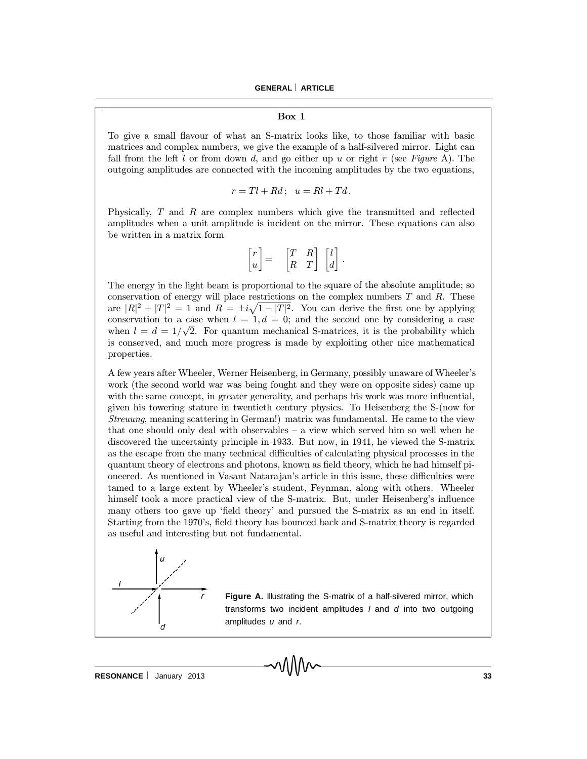### Box 1

To give a small flavour of what an S-matrix looks like, to those familiar with basic matrices and complex numbers, we give the example of a half-silvered mirror. Light can fall from the left $l$ or from down $d$, and go either up $u$ or right $r$ (see *Figure* A). The outgoing amplitudes are connected with the incoming amplitudes by the two equations,

$$r = Tl + Rd\,; \quad u = Rl + Td\,.$$

Physically, $T$ and $R$ are complex numbers which give the transmitted and reflected amplitudes when a unit amplitude is incident on the mirror. These equations can also be written in a matrix form

$$\begin{bmatrix} r \\ u \end{bmatrix} = \begin{bmatrix} T & R \\ R & T \end{bmatrix} \begin{bmatrix} l \\ d \end{bmatrix}.$$

The energy in the light beam is proportional to the square of the absolute amplitude; so conservation of energy will place restrictions on the complex numbers $T$ and $R$. These are $|R|^2 + |T|^2 = 1$ and $R = \pm i\sqrt{1 - |T|^2}$. You can derive the first one by applying conservation to a case when $l = 1, d = 0$; and the second one by considering a case when $l = d = 1/\sqrt{2}$. For quantum mechanical S-matrices, it is the probability which is conserved, and much more progress is made by exploiting other nice mathematical properties.

A few years after Wheeler, Werner Heisenberg, in Germany, possibly unaware of Wheeler's work (the second world war was being fought and they were on opposite sides) came up with the same concept, in greater generality, and perhaps his work was more influential, given his towering stature in twentieth century physics. To Heisenberg the S-(now for *Streuung*, meaning scattering in German!) matrix was fundamental. He came to the view that one should only deal with observables – a view which served him so well when he discovered the uncertainty principle in 1933. But now, in 1941, he viewed the S-matrix as the escape from the many technical difficulties of calculating physical processes in the quantum theory of electrons and photons, known as field theory, which he had himself pioneered. As mentioned in Vasant Natarajan's article in this issue, these difficulties were tamed to a large extent by Wheeler's student, Feynman, along with others. Wheeler himself took a more practical view of the S-matrix. But, under Heisenberg's influence many others too gave up 'field theory' and pursued the S-matrix as an end in itself. Starting from the 1970's, field theory has bounced back and S-matrix theory is regarded as useful and interesting but not fundamental.

**Figure A.** Illustrating the S-matrix of a half-silvered mirror, which transforms two incident amplitudes $l$ and $d$ into two outgoing amplitudes $u$ and $r$.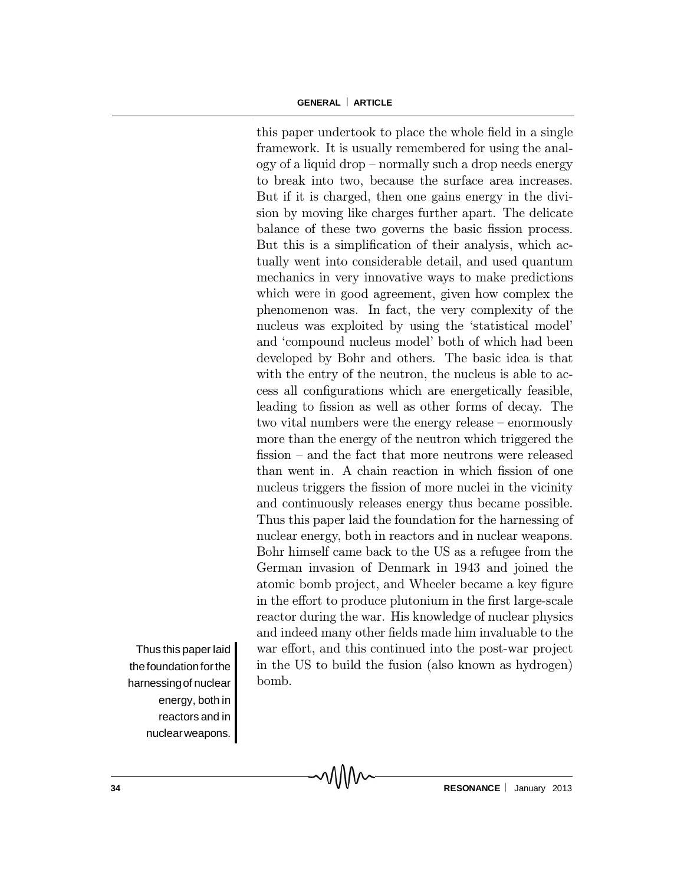this paper undertook to place the whole field in a single framework. It is usually remembered for using the analogy of a liquid drop – normally such a drop needs energy to break into two, because the surface area increases. But if it is charged, then one gains energy in the division by moving like charges further apart. The delicate balance of these two governs the basic fission process. But this is a simplification of their analysis, which actually went into considerable detail, and used quantum mechanics in very innovative ways to make predictions which were in good agreement, given how complex the phenomenon was. In fact, the very complexity of the nucleus was exploited by using the 'statistical model' and 'compound nucleus model' both of which had been developed by Bohr and others. The basic idea is that with the entry of the neutron, the nucleus is able to access all configurations which are energetically feasible, leading to fission as well as other forms of decay. The two vital numbers were the energy release – enormously more than the energy of the neutron which triggered the fission – and the fact that more neutrons were released than went in. A chain reaction in which fission of one nucleus triggers the fission of more nuclei in the vicinity and continuously releases energy thus became possible. Thus this paper laid the foundation for the harnessing of nuclear energy, both in reactors and in nuclear weapons. Bohr himself came back to the US as a refugee from the German invasion of Denmark in 1943 and joined the atomic bomb project, and Wheeler became a key figure in the effort to produce plutonium in the first large-scale reactor during the war. His knowledge of nuclear physics and indeed many other fields made him invaluable to the war effort, and this continued into the post-war project in the US to build the fusion (also known as hydrogen) bomb.

> Thus this paper laid the foundation for the harnessing of nuclear energy, both in reactors and in nuclear weapons.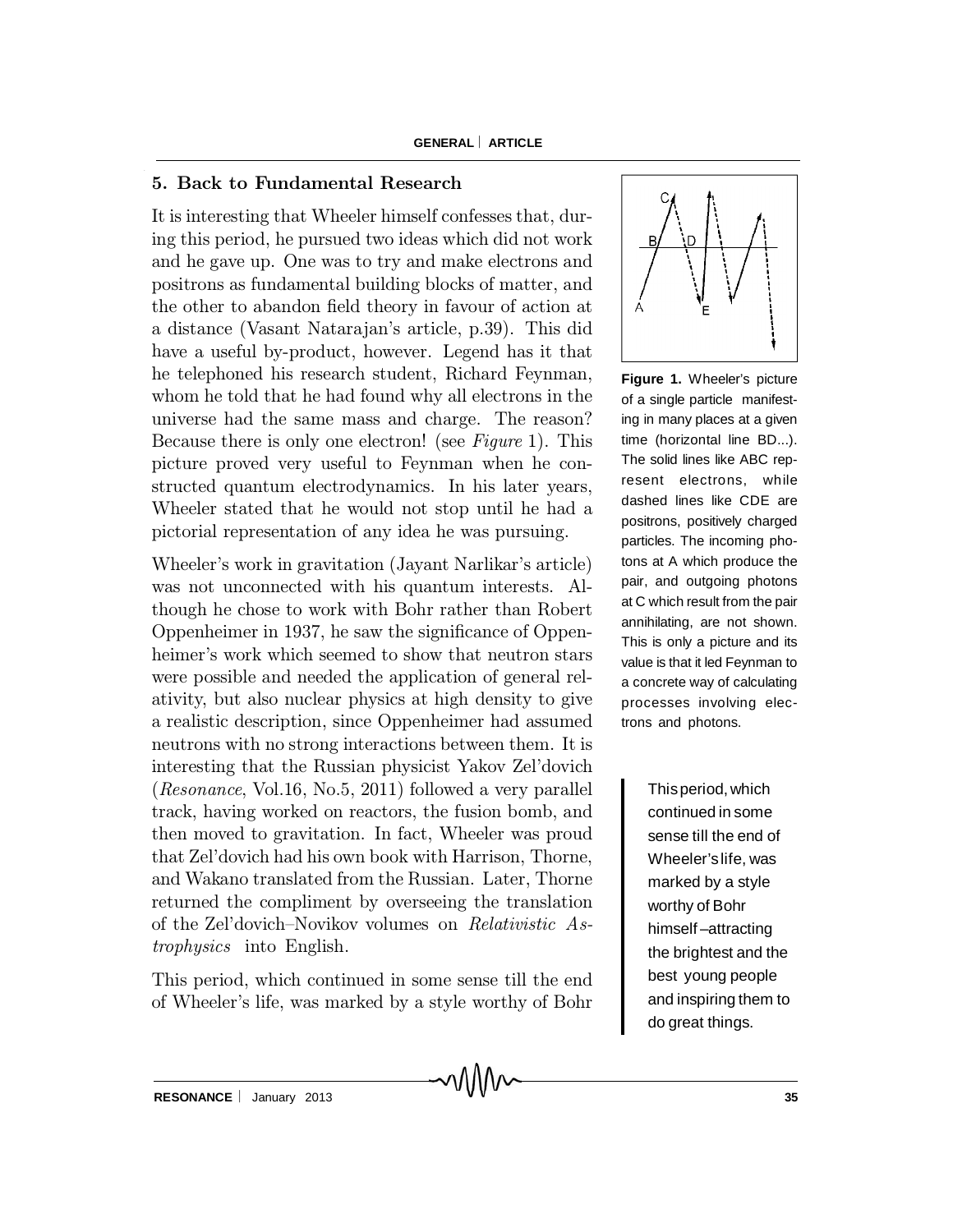## 5. Back to Fundamental Research

It is interesting that Wheeler himself confesses that, during this period, he pursued two ideas which did not work and he gave up. One was to try and make electrons and positrons as fundamental building blocks of matter, and the other to abandon field theory in favour of action at a distance (Vasant Natarajan's article, p.39). This did have a useful by-product, however. Legend has it that he telephoned his research student, Richard Feynman, whom he told that he had found why all electrons in the universe had the same mass and charge. The reason? Because there is only one electron! (see *Figure* 1). This picture proved very useful to Feynman when he constructed quantum electrodynamics. In his later years, Wheeler stated that he would not stop until he had a pictorial representation of any idea he was pursuing.

**Figure 1.** Wheeler's picture of a single particle manifesting in many places at a given time (horizontal line BD...). The solid lines like ABC represent electrons, while dashed lines like CDE are positrons, positively charged particles. The incoming photons at A which produce the pair, and outgoing photons at C which result from the pair annihilating, are not shown. This is only a picture and its value is that it led Feynman to a concrete way of calculating processes involving electrons and photons.

Wheeler's work in gravitation (Jayant Narlikar's article) was not unconnected with his quantum interests. Although he chose to work with Bohr rather than Robert Oppenheimer in 1937, he saw the significance of Oppenheimer's work which seemed to show that neutron stars were possible and needed the application of general relativity, but also nuclear physics at high density to give a realistic description, since Oppenheimer had assumed neutrons with no strong interactions between them. It is interesting that the Russian physicist Yakov Zel'dovich (*Resonance*, Vol.16, No.5, 2011) followed a very parallel track, having worked on reactors, the fusion bomb, and then moved to gravitation. In fact, Wheeler was proud that Zel'dovich had his own book with Harrison, Thorne, and Wakano translated from the Russian. Later, Thorne returned the compliment by overseeing the translation of the Zel'dovich–Novikov volumes on *Relativistic Astrophysics* into English.

This period, which continued in some sense till the end of Wheeler's life, was marked by a style worthy of Bohr

> This period, which continued in some sense till the end of Wheeler's life, was marked by a style worthy of Bohr himself –attracting the brightest and the best young people and inspiring them to do great things.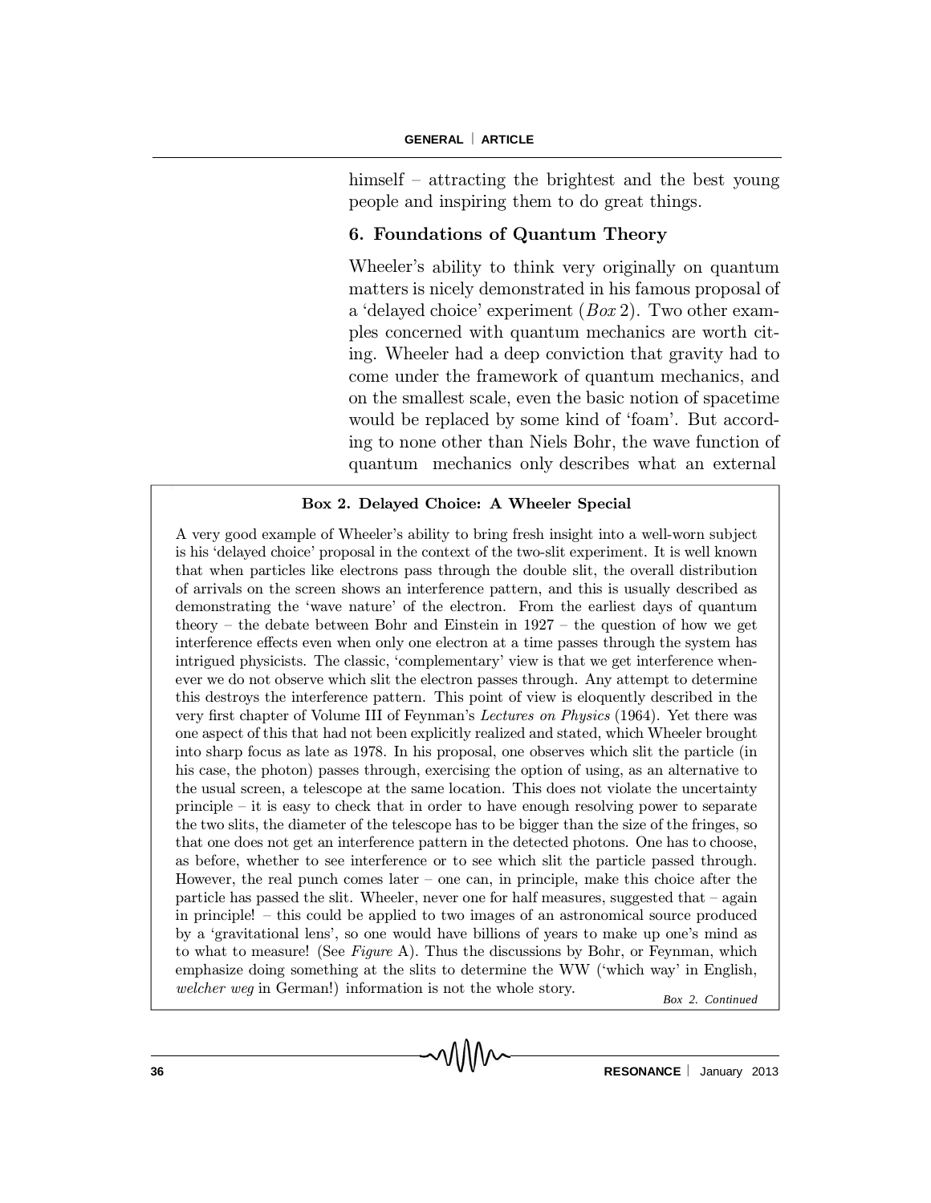himself – attracting the brightest and the best young people and inspiring them to do great things.

## 6. Foundations of Quantum Theory

Wheeler's ability to think very originally on quantum matters is nicely demonstrated in his famous proposal of a 'delayed choice' experiment (*Box* 2). Two other examples concerned with quantum mechanics are worth citing. Wheeler had a deep conviction that gravity had to come under the framework of quantum mechanics, and on the smallest scale, even the basic notion of spacetime would be replaced by some kind of 'foam'. But according to none other than Niels Bohr, the wave function of quantum mechanics only describes what an external

**Box 2. Delayed Choice: A Wheeler Special**

A very good example of Wheeler's ability to bring fresh insight into a well-worn subject is his 'delayed choice' proposal in the context of the two-slit experiment. It is well known that when particles like electrons pass through the double slit, the overall distribution of arrivals on the screen shows an interference pattern, and this is usually described as demonstrating the 'wave nature' of the electron. From the earliest days of quantum theory – the debate between Bohr and Einstein in 1927 – the question of how we get interference effects even when only one electron at a time passes through the system has intrigued physicists. The classic, 'complementary' view is that we get interference whenever we do not observe which slit the electron passes through. Any attempt to determine this destroys the interference pattern. This point of view is eloquently described in the very first chapter of Volume III of Feynman's *Lectures on Physics* (1964). Yet there was one aspect of this that had not been explicitly realized and stated, which Wheeler brought into sharp focus as late as 1978. In his proposal, one observes which slit the particle (in his case, the photon) passes through, exercising the option of using, as an alternative to the usual screen, a telescope at the same location. This does not violate the uncertainty principle – it is easy to check that in order to have enough resolving power to separate the two slits, the diameter of the telescope has to be bigger than the size of the fringes, so that one does not get an interference pattern in the detected photons. One has to choose, as before, whether to see interference or to see which slit the particle passed through. However, the real punch comes later – one can, in principle, make this choice after the particle has passed the slit. Wheeler, never one for half measures, suggested that – again in principle! – this could be applied to two images of an astronomical source produced by a 'gravitational lens', so one would have billions of years to make up one's mind as to what to measure! (See *Figure* A). Thus the discussions by Bohr, or Feynman, which emphasize doing something at the slits to determine the WW ('which way' in English, *welcher weg* in German!) information is not the whole story.

*Box 2. Continued*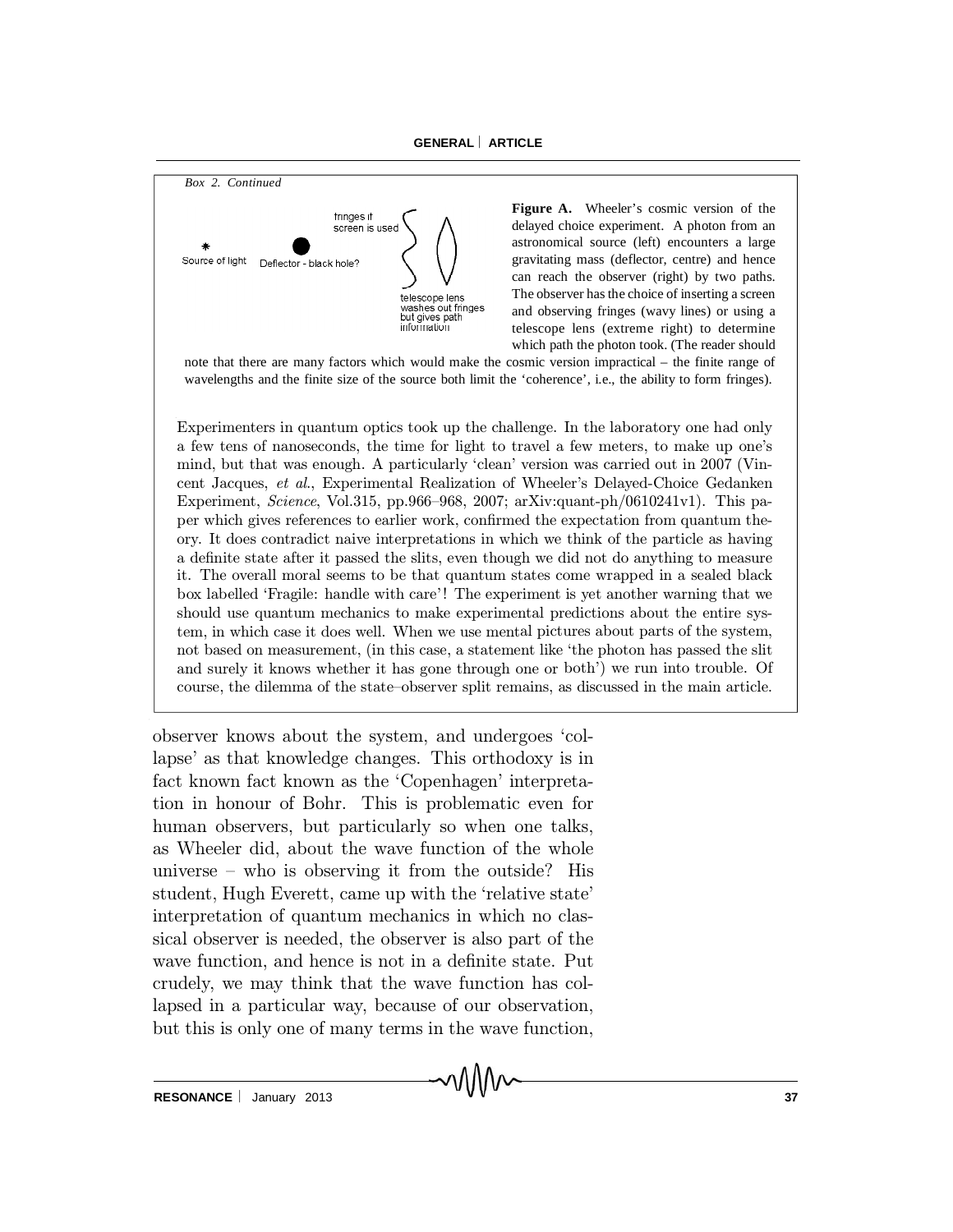*Box 2. Continued*

fringes if screen is used

Source of light

Deflector - black hole?

telescope lens washes out fringes but gives path information

**Figure A.** Wheeler's cosmic version of the delayed choice experiment. A photon from an astronomical source (left) encounters a large gravitating mass (deflector, centre) and hence can reach the observer (right) by two paths. The observer has the choice of inserting a screen and observing fringes (wavy lines) or using a telescope lens (extreme right) to determine which path the photon took. (The reader should note that there are many factors which would make the cosmic version impractical – the finite range of wavelengths and the finite size of the source both limit the 'coherence', i.e., the ability to form fringes).

Experimenters in quantum optics took up the challenge. In the laboratory one had only a few tens of nanoseconds, the time for light to travel a few meters, to make up one's mind, but that was enough. A particularly 'clean' version was carried out in 2007 (Vincent Jacques, *et al.*, Experimental Realization of Wheeler's Delayed-Choice Gedanken Experiment, *Science*, Vol.315, pp.966–968, 2007; arXiv:quant-ph/0610241v1). This paper which gives references to earlier work, confirmed the expectation from quantum theory. It does contradict naive interpretations in which we think of the particle as having a definite state after it passed the slits, even though we did not do anything to measure it. The overall moral seems to be that quantum states come wrapped in a sealed black box labelled 'Fragile: handle with care'! The experiment is yet another warning that we should use quantum mechanics to make experimental predictions about the entire system, in which case it does well. When we use mental pictures about parts of the system, not based on measurement, (in this case, a statement like 'the photon has passed the slit and surely it knows whether it has gone through one or both') we run into trouble. Of course, the dilemma of the state–observer split remains, as discussed in the main article.

observer knows about the system, and undergoes 'collapse' as that knowledge changes. This orthodoxy is in fact known fact known as the 'Copenhagen' interpretation in honour of Bohr. This is problematic even for human observers, but particularly so when one talks, as Wheeler did, about the wave function of the whole universe – who is observing it from the outside? His student, Hugh Everett, came up with the 'relative state' interpretation of quantum mechanics in which no classical observer is needed, the observer is also part of the wave function, and hence is not in a definite state. Put crudely, we may think that the wave function has collapsed in a particular way, because of our observation, but this is only one of many terms in the wave function,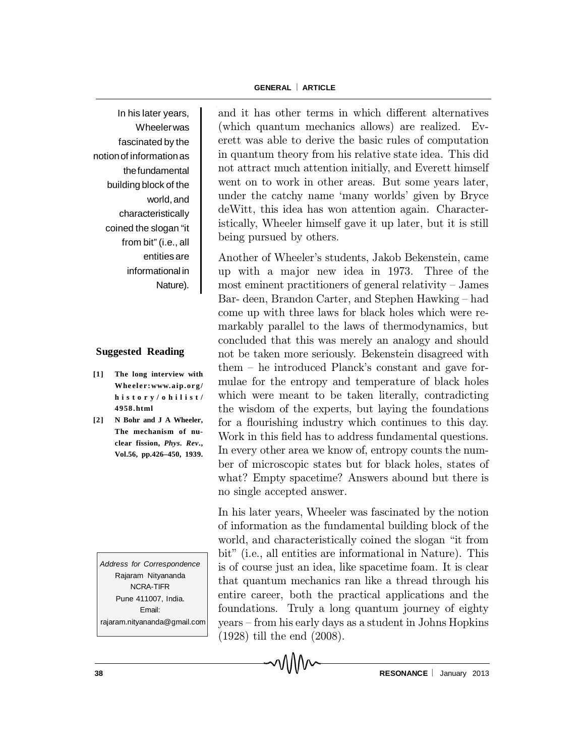and it has other terms in which different alternatives (which quantum mechanics allows) are realized. Everett was able to derive the basic rules of computation in quantum theory from his relative state idea. This did not attract much attention initially, and Everett himself went on to work in other areas. But some years later, under the catchy name 'many worlds' given by Bryce deWitt, this idea has won attention again. Characteristically, Wheeler himself gave it up later, but it is still being pursued by others.

Another of Wheeler's students, Jakob Bekenstein, came up with a major new idea in 1973. Three of the most eminent practitioners of general relativity – James Bar- deen, Brandon Carter, and Stephen Hawking – had come up with three laws for black holes which were remarkably parallel to the laws of thermodynamics, but concluded that this was merely an analogy and should not be taken more seriously. Bekenstein disagreed with them – he introduced Planck's constant and gave formulae for the entropy and temperature of black holes which were meant to be taken literally, contradicting the wisdom of the experts, but laying the foundations for a flourishing industry which continues to this day. Work in this field has to address fundamental questions. In every other area we know of, entropy counts the number of microscopic states but for black holes, states of what? Empty spacetime? Answers abound but there is no single accepted answer.

In his later years, Wheeler was fascinated by the notion of information as the fundamental building block of the world, and characteristically coined the slogan "it from bit" (i.e., all entities are informational in Nature). This is of course just an idea, like spacetime foam. It is clear that quantum mechanics ran like a thread through his entire career, both the practical applications and the foundations. Truly a long quantum journey of eighty years – from his early days as a student in Johns Hopkins (1928) till the end (2008).

## Suggested Reading

[1] The long interview with Wheeler: www.aip.org/history/ohilist/4958.html

[2] N Bohr and J A Wheeler, The mechanism of nuclear fission, *Phys. Rev.*, Vol.56, pp.426–450, 1939.

*Address for Correspondence*
Rajaram Nityananda
NCRA-TIFR
Pune 411007, India.
Email:
rajaram.nityananda@gmail.com